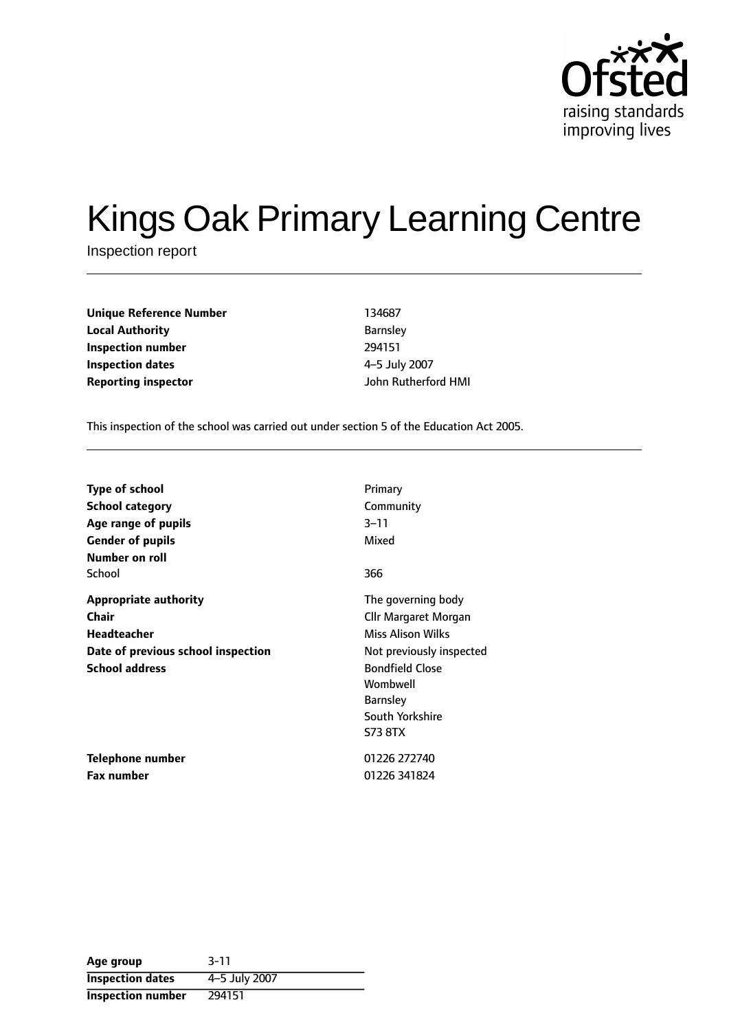Ofsted
raising standards
improving lives

# Kings Oak Primary Learning Centre

Inspection report

| | |
|---|---|
| **Unique Reference Number** | 134687 |
| **Local Authority** | Barnsley |
| **Inspection number** | 294151 |
| **Inspection dates** | 4–5 July 2007 |
| **Reporting inspector** | John Rutherford HMI |

This inspection of the school was carried out under section 5 of the Education Act 2005.

| | |
|---|---|
| **Type of school** | Primary |
| **School category** | Community |
| **Age range of pupils** | 3–11 |
| **Gender of pupils** | Mixed |
| **Number on roll** | |
| School | 366 |
| **Appropriate authority** | The governing body |
| **Chair** | Cllr Margaret Morgan |
| **Headteacher** | Miss Alison Wilks |
| **Date of previous school inspection** | Not previously inspected |
| **School address** | Bondfield Close<br>Wombwell<br>Barnsley<br>South Yorkshire<br>S73 8TX |
| **Telephone number** | 01226 272740 |
| **Fax number** | 01226 341824 |

| | |
|---|---|
| **Age group** | 3-11 |
| **Inspection dates** | 4–5 July 2007 |
| **Inspection number** | 294151 |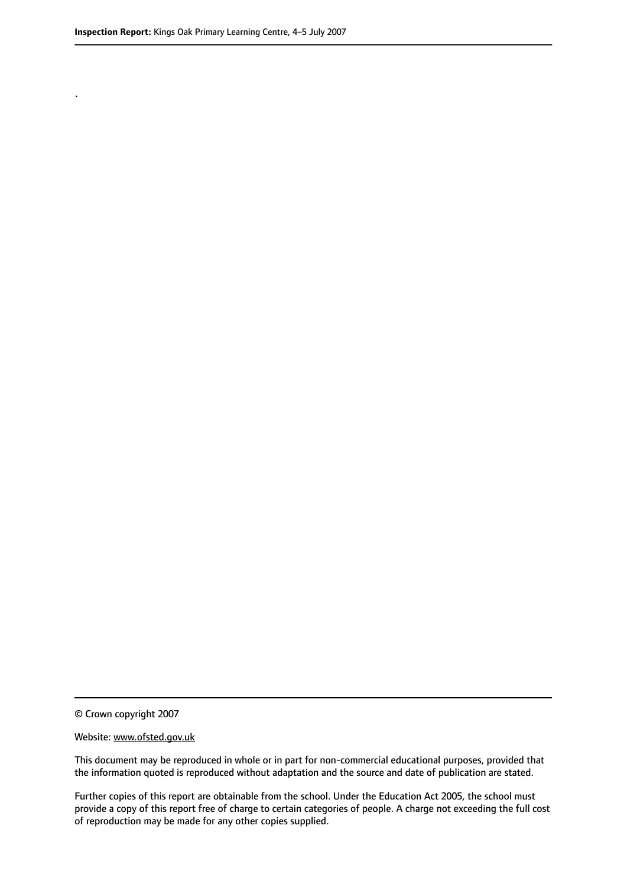.

© Crown copyright 2007

Website: www.ofsted.gov.uk

This document may be reproduced in whole or in part for non-commercial educational purposes, provided that the information quoted is reproduced without adaptation and the source and date of publication are stated.

Further copies of this report are obtainable from the school. Under the Education Act 2005, the school must provide a copy of this report free of charge to certain categories of people. A charge not exceeding the full cost of reproduction may be made for any other copies supplied.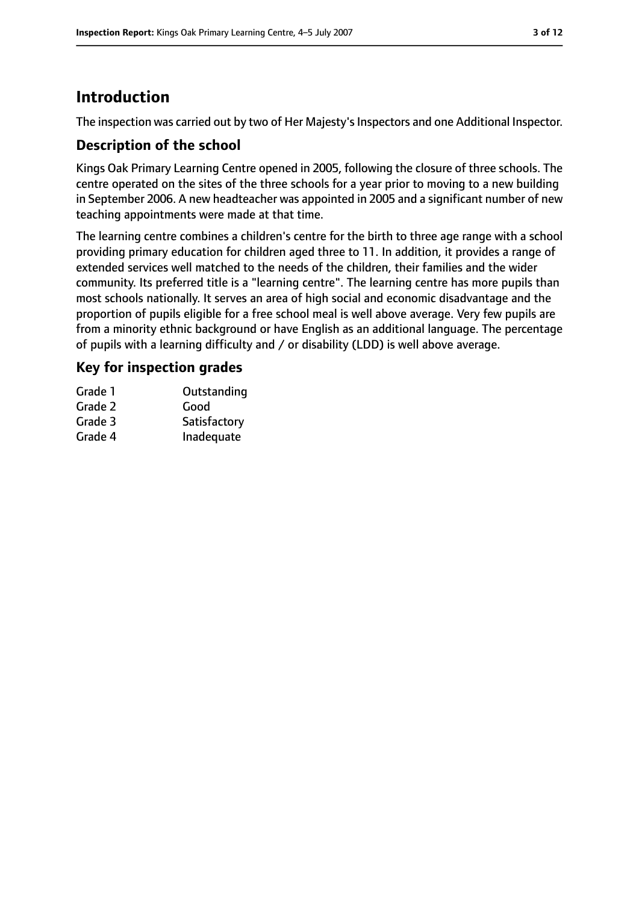# Introduction

The inspection was carried out by two of Her Majesty's Inspectors and one Additional Inspector.

## Description of the school

Kings Oak Primary Learning Centre opened in 2005, following the closure of three schools. The centre operated on the sites of the three schools for a year prior to moving to a new building in September 2006. A new headteacher was appointed in 2005 and a significant number of new teaching appointments were made at that time.

The learning centre combines a children's centre for the birth to three age range with a school providing primary education for children aged three to 11. In addition, it provides a range of extended services well matched to the needs of the children, their families and the wider community. Its preferred title is a "learning centre". The learning centre has more pupils than most schools nationally. It serves an area of high social and economic disadvantage and the proportion of pupils eligible for a free school meal is well above average. Very few pupils are from a minority ethnic background or have English as an additional language. The percentage of pupils with a learning difficulty and / or disability (LDD) is well above average.

## Key for inspection grades

| Grade | Description |
|---|---|
| Grade 1 | Outstanding |
| Grade 2 | Good |
| Grade 3 | Satisfactory |
| Grade 4 | Inadequate |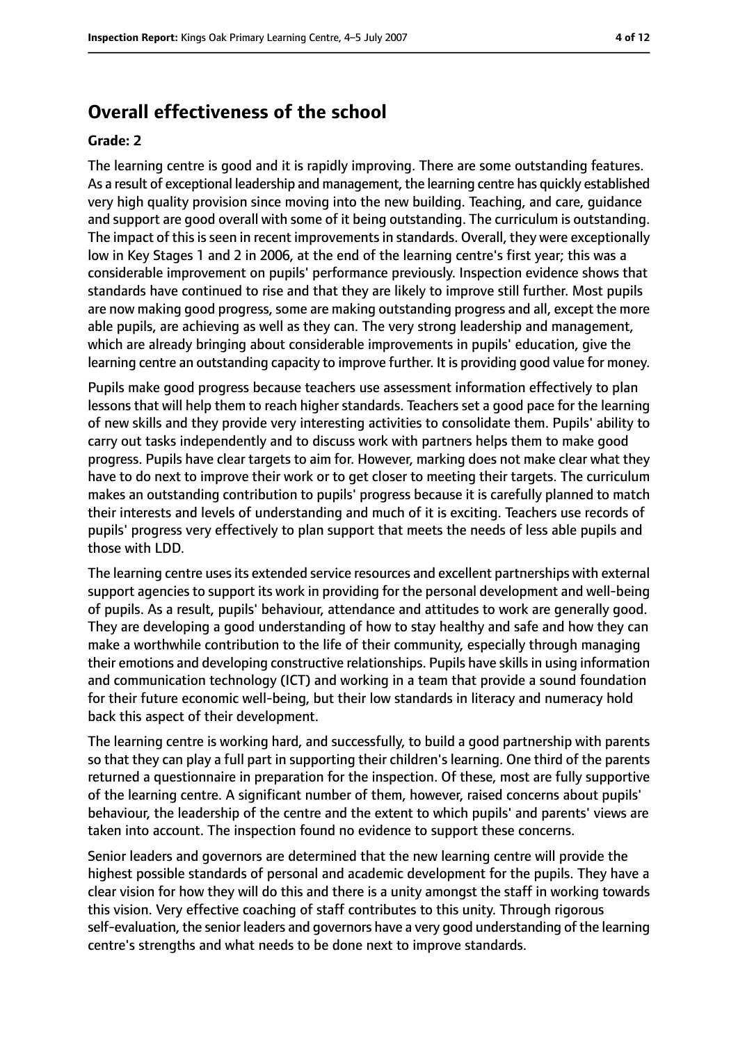# Overall effectiveness of the school

**Grade: 2**

The learning centre is good and it is rapidly improving. There are some outstanding features. As a result of exceptional leadership and management, the learning centre has quickly established very high quality provision since moving into the new building. Teaching, and care, guidance and support are good overall with some of it being outstanding. The curriculum is outstanding. The impact of this is seen in recent improvements in standards. Overall, they were exceptionally low in Key Stages 1 and 2 in 2006, at the end of the learning centre's first year; this was a considerable improvement on pupils' performance previously. Inspection evidence shows that standards have continued to rise and that they are likely to improve still further. Most pupils are now making good progress, some are making outstanding progress and all, except the more able pupils, are achieving as well as they can. The very strong leadership and management, which are already bringing about considerable improvements in pupils' education, give the learning centre an outstanding capacity to improve further. It is providing good value for money.

Pupils make good progress because teachers use assessment information effectively to plan lessons that will help them to reach higher standards. Teachers set a good pace for the learning of new skills and they provide very interesting activities to consolidate them. Pupils' ability to carry out tasks independently and to discuss work with partners helps them to make good progress. Pupils have clear targets to aim for. However, marking does not make clear what they have to do next to improve their work or to get closer to meeting their targets. The curriculum makes an outstanding contribution to pupils' progress because it is carefully planned to match their interests and levels of understanding and much of it is exciting. Teachers use records of pupils' progress very effectively to plan support that meets the needs of less able pupils and those with LDD.

The learning centre uses its extended service resources and excellent partnerships with external support agencies to support its work in providing for the personal development and well-being of pupils. As a result, pupils' behaviour, attendance and attitudes to work are generally good. They are developing a good understanding of how to stay healthy and safe and how they can make a worthwhile contribution to the life of their community, especially through managing their emotions and developing constructive relationships. Pupils have skills in using information and communication technology (ICT) and working in a team that provide a sound foundation for their future economic well-being, but their low standards in literacy and numeracy hold back this aspect of their development.

The learning centre is working hard, and successfully, to build a good partnership with parents so that they can play a full part in supporting their children's learning. One third of the parents returned a questionnaire in preparation for the inspection. Of these, most are fully supportive of the learning centre. A significant number of them, however, raised concerns about pupils' behaviour, the leadership of the centre and the extent to which pupils' and parents' views are taken into account. The inspection found no evidence to support these concerns.

Senior leaders and governors are determined that the new learning centre will provide the highest possible standards of personal and academic development for the pupils. They have a clear vision for how they will do this and there is a unity amongst the staff in working towards this vision. Very effective coaching of staff contributes to this unity. Through rigorous self-evaluation, the senior leaders and governors have a very good understanding of the learning centre's strengths and what needs to be done next to improve standards.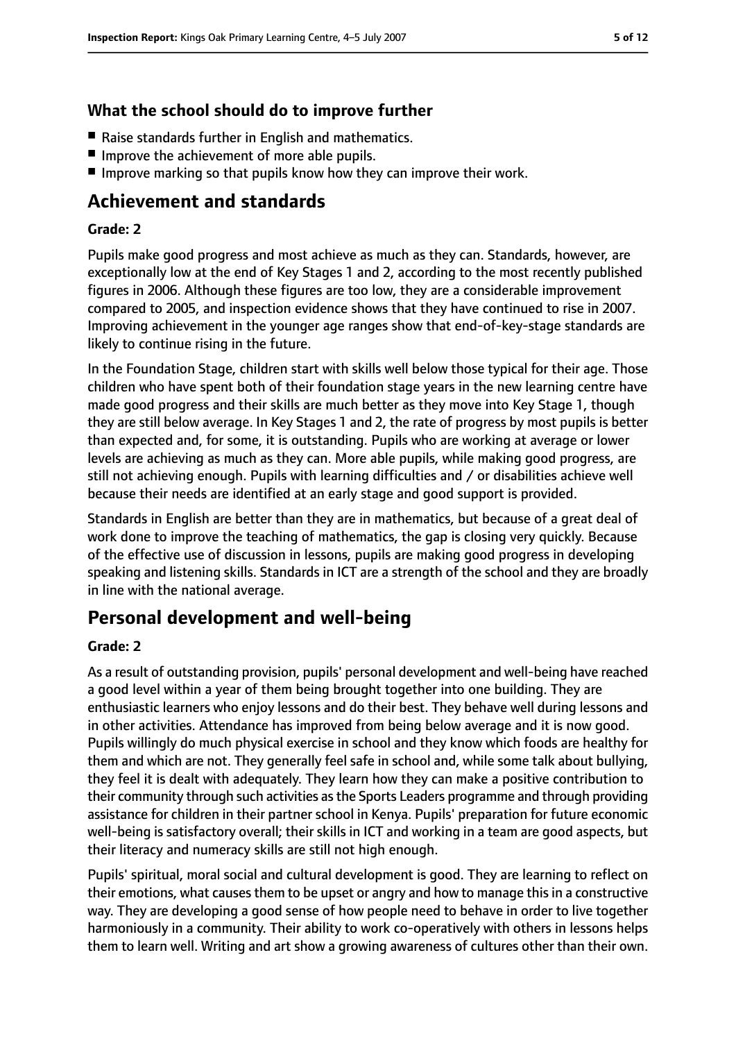### What the school should do to improve further

- Raise standards further in English and mathematics.
- Improve the achievement of more able pupils.
- Improve marking so that pupils know how they can improve their work.

## Achievement and standards

**Grade: 2**

Pupils make good progress and most achieve as much as they can. Standards, however, are exceptionally low at the end of Key Stages 1 and 2, according to the most recently published figures in 2006. Although these figures are too low, they are a considerable improvement compared to 2005, and inspection evidence shows that they have continued to rise in 2007. Improving achievement in the younger age ranges show that end-of-key-stage standards are likely to continue rising in the future.

In the Foundation Stage, children start with skills well below those typical for their age. Those children who have spent both of their foundation stage years in the new learning centre have made good progress and their skills are much better as they move into Key Stage 1, though they are still below average. In Key Stages 1 and 2, the rate of progress by most pupils is better than expected and, for some, it is outstanding. Pupils who are working at average or lower levels are achieving as much as they can. More able pupils, while making good progress, are still not achieving enough. Pupils with learning difficulties and / or disabilities achieve well because their needs are identified at an early stage and good support is provided.

Standards in English are better than they are in mathematics, but because of a great deal of work done to improve the teaching of mathematics, the gap is closing very quickly. Because of the effective use of discussion in lessons, pupils are making good progress in developing speaking and listening skills. Standards in ICT are a strength of the school and they are broadly in line with the national average.

## Personal development and well-being

**Grade: 2**

As a result of outstanding provision, pupils' personal development and well-being have reached a good level within a year of them being brought together into one building. They are enthusiastic learners who enjoy lessons and do their best. They behave well during lessons and in other activities. Attendance has improved from being below average and it is now good. Pupils willingly do much physical exercise in school and they know which foods are healthy for them and which are not. They generally feel safe in school and, while some talk about bullying, they feel it is dealt with adequately. They learn how they can make a positive contribution to their community through such activities as the Sports Leaders programme and through providing assistance for children in their partner school in Kenya. Pupils' preparation for future economic well-being is satisfactory overall; their skills in ICT and working in a team are good aspects, but their literacy and numeracy skills are still not high enough.

Pupils' spiritual, moral social and cultural development is good. They are learning to reflect on their emotions, what causes them to be upset or angry and how to manage this in a constructive way. They are developing a good sense of how people need to behave in order to live together harmoniously in a community. Their ability to work co-operatively with others in lessons helps them to learn well. Writing and art show a growing awareness of cultures other than their own.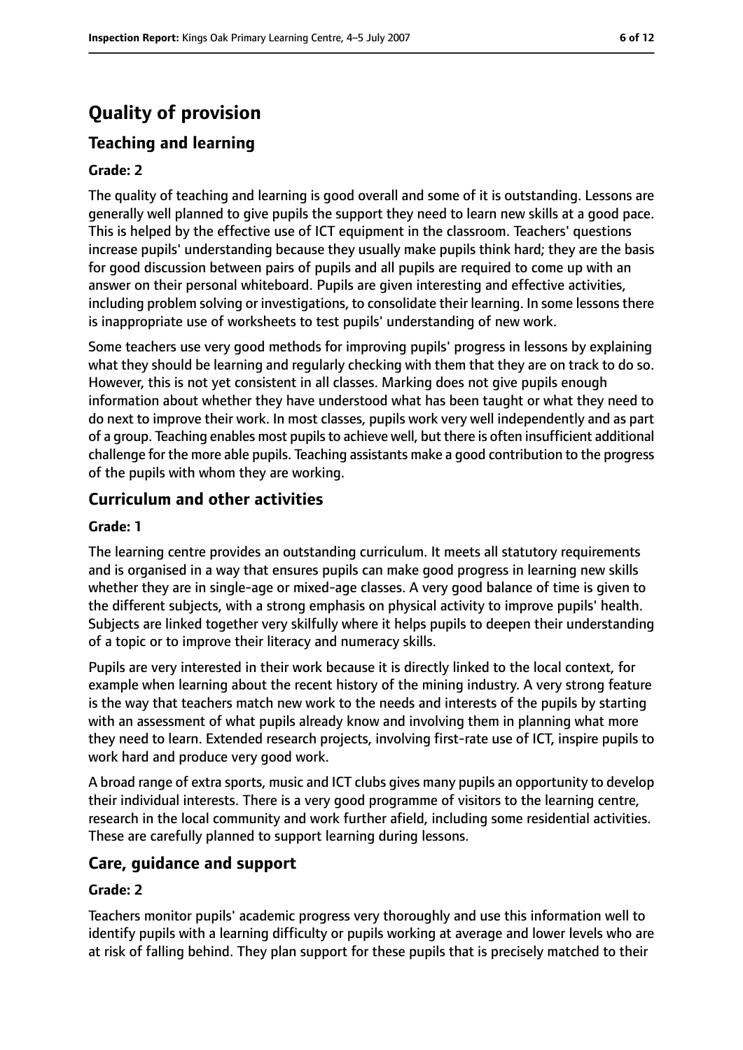# Quality of provision

## Teaching and learning

### Grade: 2

The quality of teaching and learning is good overall and some of it is outstanding. Lessons are generally well planned to give pupils the support they need to learn new skills at a good pace. This is helped by the effective use of ICT equipment in the classroom. Teachers' questions increase pupils' understanding because they usually make pupils think hard; they are the basis for good discussion between pairs of pupils and all pupils are required to come up with an answer on their personal whiteboard. Pupils are given interesting and effective activities, including problem solving or investigations, to consolidate their learning. In some lessons there is inappropriate use of worksheets to test pupils' understanding of new work.

Some teachers use very good methods for improving pupils' progress in lessons by explaining what they should be learning and regularly checking with them that they are on track to do so. However, this is not yet consistent in all classes. Marking does not give pupils enough information about whether they have understood what has been taught or what they need to do next to improve their work. In most classes, pupils work very well independently and as part of a group. Teaching enables most pupils to achieve well, but there is often insufficient additional challenge for the more able pupils. Teaching assistants make a good contribution to the progress of the pupils with whom they are working.

## Curriculum and other activities

### Grade: 1

The learning centre provides an outstanding curriculum. It meets all statutory requirements and is organised in a way that ensures pupils can make good progress in learning new skills whether they are in single-age or mixed-age classes. A very good balance of time is given to the different subjects, with a strong emphasis on physical activity to improve pupils' health. Subjects are linked together very skilfully where it helps pupils to deepen their understanding of a topic or to improve their literacy and numeracy skills.

Pupils are very interested in their work because it is directly linked to the local context, for example when learning about the recent history of the mining industry. A very strong feature is the way that teachers match new work to the needs and interests of the pupils by starting with an assessment of what pupils already know and involving them in planning what more they need to learn. Extended research projects, involving first-rate use of ICT, inspire pupils to work hard and produce very good work.

A broad range of extra sports, music and ICT clubs gives many pupils an opportunity to develop their individual interests. There is a very good programme of visitors to the learning centre, research in the local community and work further afield, including some residential activities. These are carefully planned to support learning during lessons.

## Care, guidance and support

### Grade: 2

Teachers monitor pupils' academic progress very thoroughly and use this information well to identify pupils with a learning difficulty or pupils working at average and lower levels who are at risk of falling behind. They plan support for these pupils that is precisely matched to their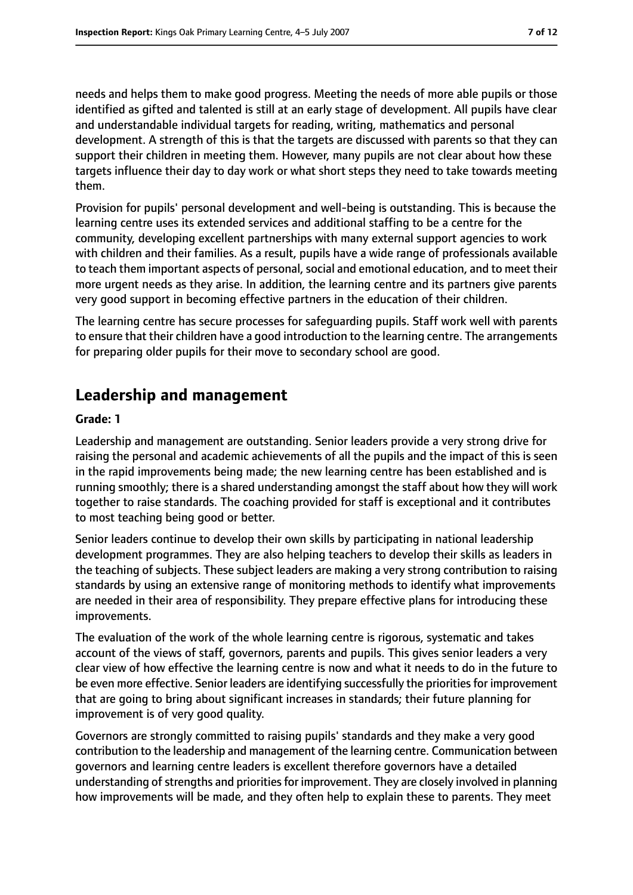needs and helps them to make good progress. Meeting the needs of more able pupils or those identified as gifted and talented is still at an early stage of development. All pupils have clear and understandable individual targets for reading, writing, mathematics and personal development. A strength of this is that the targets are discussed with parents so that they can support their children in meeting them. However, many pupils are not clear about how these targets influence their day to day work or what short steps they need to take towards meeting them.

Provision for pupils' personal development and well-being is outstanding. This is because the learning centre uses its extended services and additional staffing to be a centre for the community, developing excellent partnerships with many external support agencies to work with children and their families. As a result, pupils have a wide range of professionals available to teach them important aspects of personal, social and emotional education, and to meet their more urgent needs as they arise. In addition, the learning centre and its partners give parents very good support in becoming effective partners in the education of their children.

The learning centre has secure processes for safeguarding pupils. Staff work well with parents to ensure that their children have a good introduction to the learning centre. The arrangements for preparing older pupils for their move to secondary school are good.

## Leadership and management

#### Grade: 1

Leadership and management are outstanding. Senior leaders provide a very strong drive for raising the personal and academic achievements of all the pupils and the impact of this is seen in the rapid improvements being made; the new learning centre has been established and is running smoothly; there is a shared understanding amongst the staff about how they will work together to raise standards. The coaching provided for staff is exceptional and it contributes to most teaching being good or better.

Senior leaders continue to develop their own skills by participating in national leadership development programmes. They are also helping teachers to develop their skills as leaders in the teaching of subjects. These subject leaders are making a very strong contribution to raising standards by using an extensive range of monitoring methods to identify what improvements are needed in their area of responsibility. They prepare effective plans for introducing these improvements.

The evaluation of the work of the whole learning centre is rigorous, systematic and takes account of the views of staff, governors, parents and pupils. This gives senior leaders a very clear view of how effective the learning centre is now and what it needs to do in the future to be even more effective. Senior leaders are identifying successfully the priorities for improvement that are going to bring about significant increases in standards; their future planning for improvement is of very good quality.

Governors are strongly committed to raising pupils' standards and they make a very good contribution to the leadership and management of the learning centre. Communication between governors and learning centre leaders is excellent therefore governors have a detailed understanding of strengths and priorities for improvement. They are closely involved in planning how improvements will be made, and they often help to explain these to parents. They meet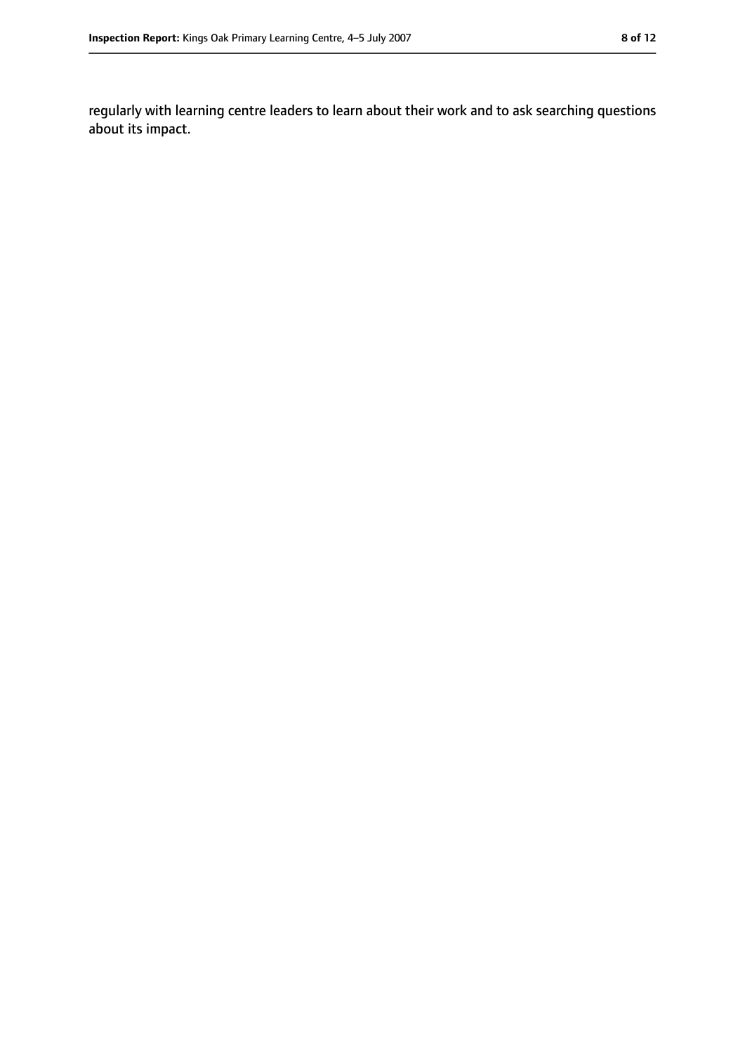regularly with learning centre leaders to learn about their work and to ask searching questions about its impact.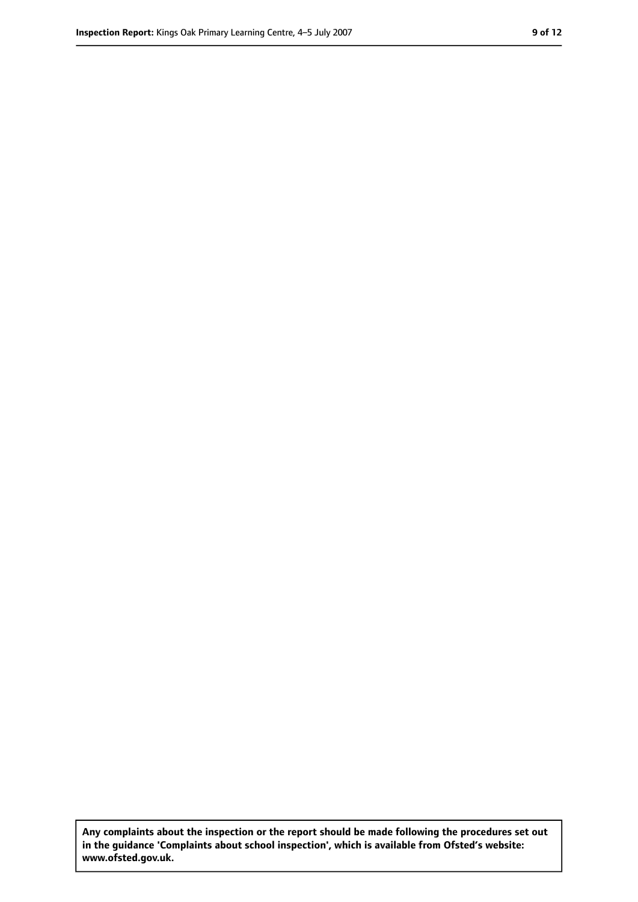Any complaints about the inspection or the report should be made following the procedures set out in the guidance 'Complaints about school inspection', which is available from Ofsted's website: www.ofsted.gov.uk.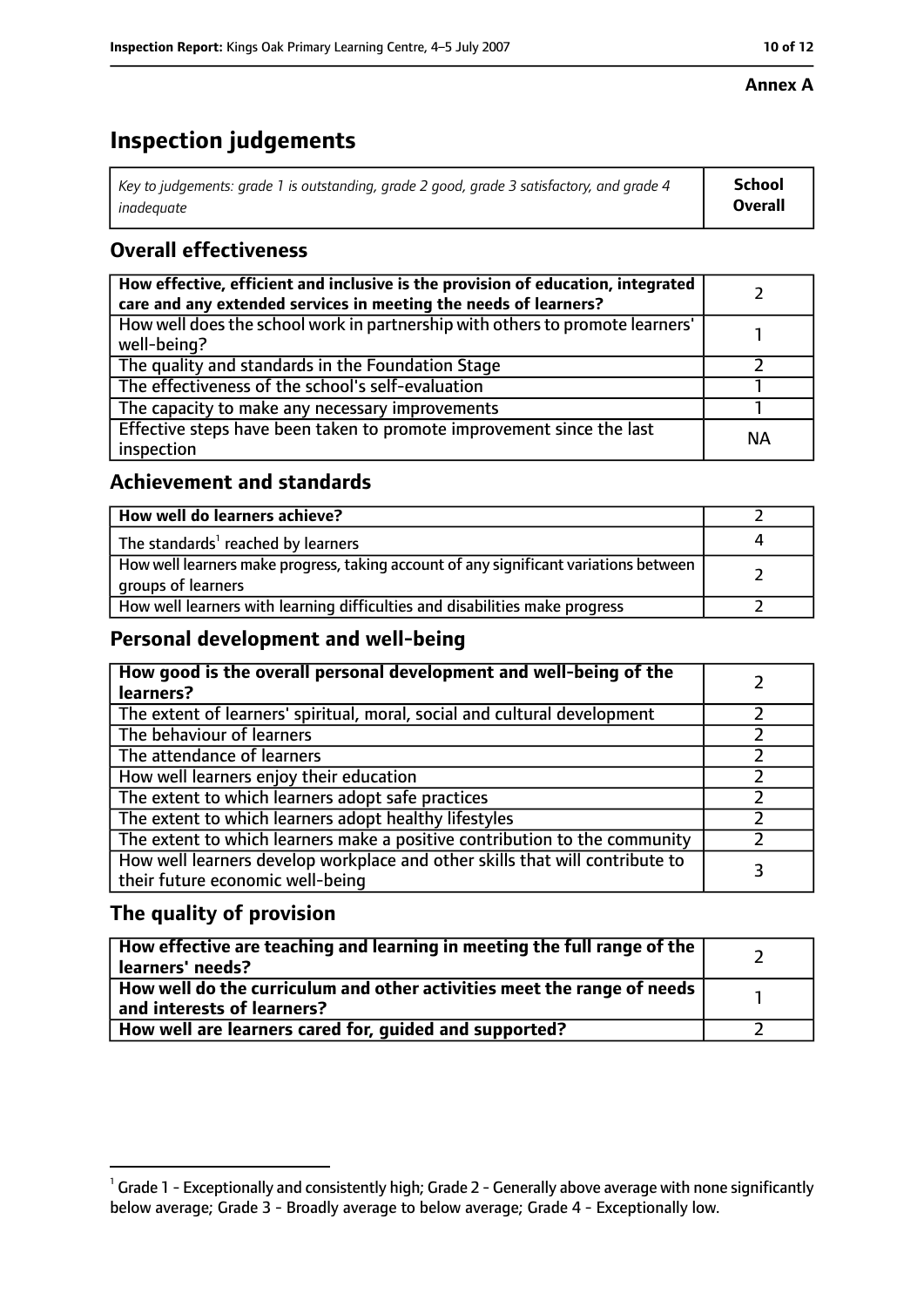**Annex A**

# Inspection judgements

| *Key to judgements: grade 1 is outstanding, grade 2 good, grade 3 satisfactory, and grade 4 inadequate* | **School Overall** |
|---|---|

## Overall effectiveness

| | |
|---|---|
| **How effective, efficient and inclusive is the provision of education, integrated care and any extended services in meeting the needs of learners?** | 2 |
| How well does the school work in partnership with others to promote learners' well-being? | 1 |
| The quality and standards in the Foundation Stage | 2 |
| The effectiveness of the school's self-evaluation | 1 |
| The capacity to make any necessary improvements | 1 |
| Effective steps have been taken to promote improvement since the last inspection | NA |

## Achievement and standards

| | |
|---|---|
| **How well do learners achieve?** | 2 |
| The standards[1] reached by learners | 4 |
| How well learners make progress, taking account of any significant variations between groups of learners | 2 |
| How well learners with learning difficulties and disabilities make progress | 2 |

## Personal development and well-being

| | |
|---|---|
| **How good is the overall personal development and well-being of the learners?** | 2 |
| The extent of learners' spiritual, moral, social and cultural development | 2 |
| The behaviour of learners | 2 |
| The attendance of learners | 2 |
| How well learners enjoy their education | 2 |
| The extent to which learners adopt safe practices | 2 |
| The extent to which learners adopt healthy lifestyles | 2 |
| The extent to which learners make a positive contribution to the community | 2 |
| How well learners develop workplace and other skills that will contribute to their future economic well-being | 3 |

## The quality of provision

| | |
|---|---|
| **How effective are teaching and learning in meeting the full range of the learners' needs?** | 2 |
| **How well do the curriculum and other activities meet the range of needs and interests of learners?** | 1 |
| **How well are learners cared for, guided and supported?** | 2 |

[1] Grade 1 - Exceptionally and consistently high; Grade 2 - Generally above average with none significantly below average; Grade 3 - Broadly average to below average; Grade 4 - Exceptionally low.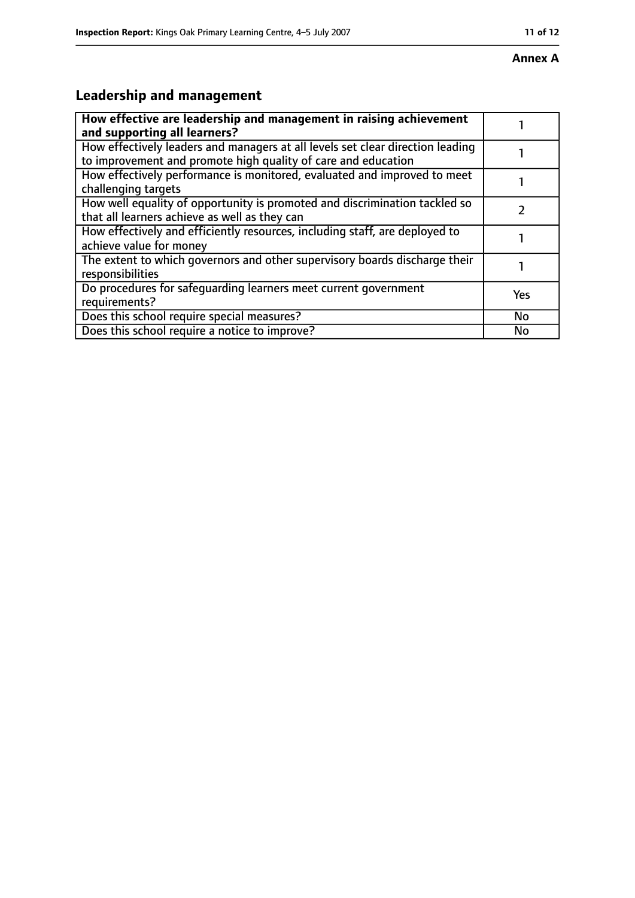**Annex A**

## Leadership and management

| **How effective are leadership and management in raising achievement and supporting all learners?** | 1 |
|---|---|
| How effectively leaders and managers at all levels set clear direction leading to improvement and promote high quality of care and education | 1 |
| How effectively performance is monitored, evaluated and improved to meet challenging targets | 1 |
| How well equality of opportunity is promoted and discrimination tackled so that all learners achieve as well as they can | 2 |
| How effectively and efficiently resources, including staff, are deployed to achieve value for money | 1 |
| The extent to which governors and other supervisory boards discharge their responsibilities | 1 |
| Do procedures for safeguarding learners meet current government requirements? | Yes |
| Does this school require special measures? | No |
| Does this school require a notice to improve? | No |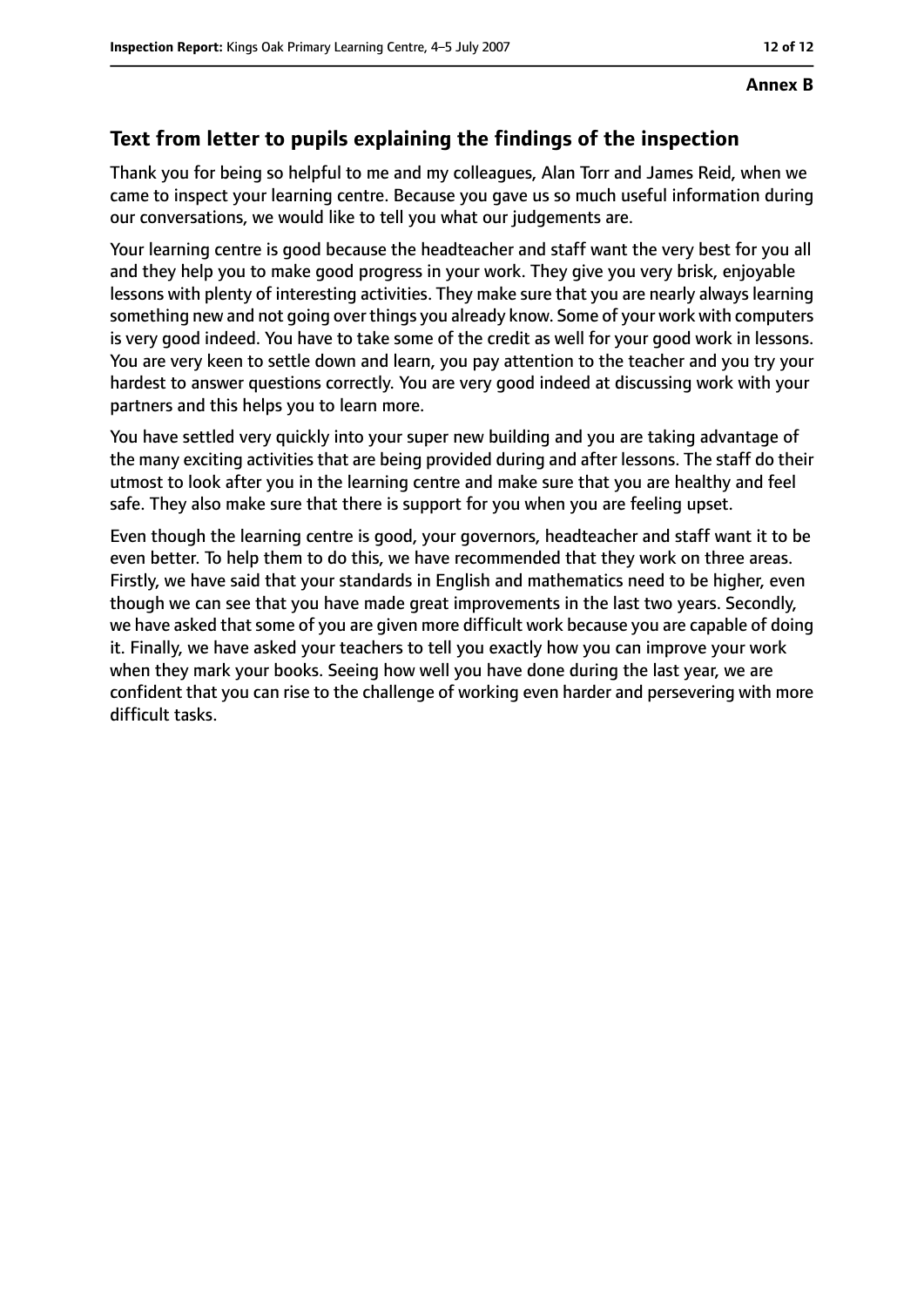**Annex B**

## Text from letter to pupils explaining the findings of the inspection

Thank you for being so helpful to me and my colleagues, Alan Torr and James Reid, when we came to inspect your learning centre. Because you gave us so much useful information during our conversations, we would like to tell you what our judgements are.

Your learning centre is good because the headteacher and staff want the very best for you all and they help you to make good progress in your work. They give you very brisk, enjoyable lessons with plenty of interesting activities. They make sure that you are nearly always learning something new and not going over things you already know. Some of your work with computers is very good indeed. You have to take some of the credit as well for your good work in lessons. You are very keen to settle down and learn, you pay attention to the teacher and you try your hardest to answer questions correctly. You are very good indeed at discussing work with your partners and this helps you to learn more.

You have settled very quickly into your super new building and you are taking advantage of the many exciting activities that are being provided during and after lessons. The staff do their utmost to look after you in the learning centre and make sure that you are healthy and feel safe. They also make sure that there is support for you when you are feeling upset.

Even though the learning centre is good, your governors, headteacher and staff want it to be even better. To help them to do this, we have recommended that they work on three areas. Firstly, we have said that your standards in English and mathematics need to be higher, even though we can see that you have made great improvements in the last two years. Secondly, we have asked that some of you are given more difficult work because you are capable of doing it. Finally, we have asked your teachers to tell you exactly how you can improve your work when they mark your books. Seeing how well you have done during the last year, we are confident that you can rise to the challenge of working even harder and persevering with more difficult tasks.